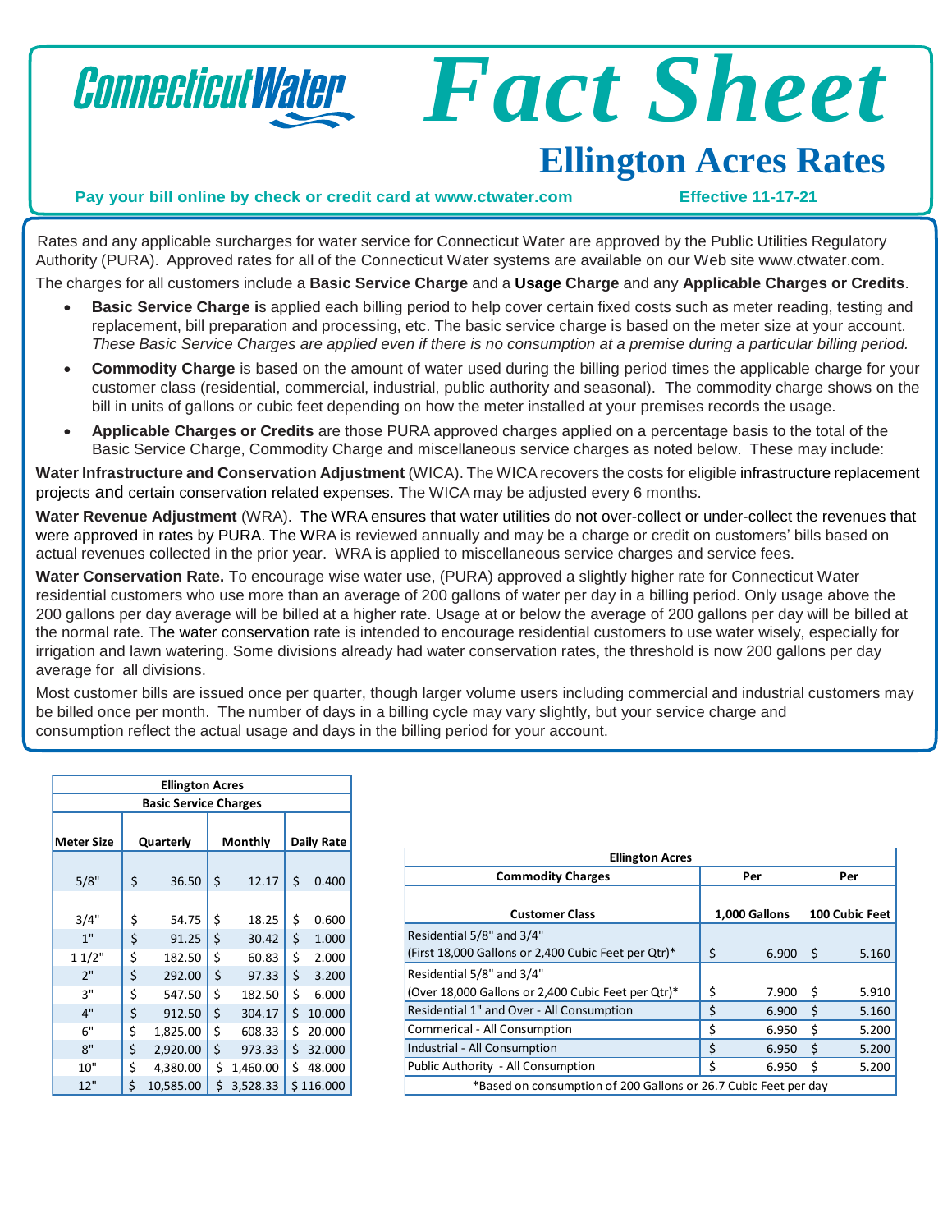# ConnecticutWater Fact Sheet

## Ellington Acres Rates

**Pay your bill online by check or credit card at www.ctwater.com** **Effective 11-17-21**

Rates and any applicable surcharges for water service for Connecticut Water are approved by the Public Utilities Regulatory Authority (PURA). Approved rates for all of the Connecticut Water systems are available on our Web site www.ctwater.com.

The charges for all customers include a **Basic Service Charge** and a **Usage Charge** and any **Applicable Charges or Credits**.

- **Basic Service Charge i**s applied each billing period to help cover certain fixed costs such as meter reading, testing and replacement, bill preparation and processing, etc. The basic service charge is based on the meter size at your account. *These Basic Service Charges are applied even if there is no consumption at a premise during a particular billing period.*
- **Commodity Charge** is based on the amount of water used during the billing period times the applicable charge for your customer class (residential, commercial, industrial, public authority and seasonal). The commodity charge shows on the bill in units of gallons or cubic feet depending on how the meter installed at your premises records the usage.
- **Applicable Charges or Credits** are those PURA approved charges applied on a percentage basis to the total of the Basic Service Charge, Commodity Charge and miscellaneous service charges as noted below. These may include:

**Water Infrastructure and Conservation Adjustment** (WICA). The WICA recovers the costs for eligible infrastructure replacement projects and certain conservation related expenses. The WICA may be adjusted every 6 months.

**Water Revenue Adjustment** (WRA). The WRA ensures that water utilities do not over-collect or under-collect the revenues that were approved in rates by PURA. The WRA is reviewed annually and may be a charge or credit on customers' bills based on actual revenues collected in the prior year. WRA is applied to miscellaneous service charges and service fees.

**Water Conservation Rate.** To encourage wise water use, (PURA) approved a slightly higher rate for Connecticut Water residential customers who use more than an average of 200 gallons of water per day in a billing period. Only usage above the 200 gallons per day average will be billed at a higher rate. Usage at or below the average of 200 gallons per day will be billed at the normal rate. The water conservation rate is intended to encourage residential customers to use water wisely, especially for irrigation and lawn watering. Some divisions already had water conservation rates, the threshold is now 200 gallons per day average for all divisions.

Most customer bills are issued once per quarter, though larger volume users including commercial and industrial customers may be billed once per month. The number of days in a billing cycle may vary slightly, but your service charge and consumption reflect the actual usage and days in the billing period for your account.

| Ellington Acres | | | |
|---|---|---|---|
| Basic Service Charges | | | |
| Meter Size | Quarterly | Monthly | Daily Rate |
| 5/8" | $ 36.50 | $ 12.17 | $ 0.400 |
| 3/4" | $ 54.75 | $ 18.25 | $ 0.600 |
| 1" | $ 91.25 | $ 30.42 | $ 1.000 |
| 1 1/2" | $ 182.50 | $ 60.83 | $ 2.000 |
| 2" | $ 292.00 | $ 97.33 | $ 3.200 |
| 3" | $ 547.50 | $ 182.50 | $ 6.000 |
| 4" | $ 912.50 | $ 304.17 | $ 10.000 |
| 6" | $ 1,825.00 | $ 608.33 | $ 20.000 |
| 8" | $ 2,920.00 | $ 973.33 | $ 32.000 |
| 10" | $ 4,380.00 | $ 1,460.00 | $ 48.000 |
| 12" | $ 10,585.00 | $ 3,528.33 | $ 116.000 |

| Ellington Acres | | |
|---|---|---|
| Commodity Charges | Per | Per |
| Customer Class | 1,000 Gallons | 100 Cubic Feet |
| Residential 5/8" and 3/4" (First 18,000 Gallons or 2,400 Cubic Feet per Qtr)* | $ 6.900 | $ 5.160 |
| Residential 5/8" and 3/4" (Over 18,000 Gallons or 2,400 Cubic Feet per Qtr)* | $ 7.900 | $ 5.910 |
| Residential 1" and Over - All Consumption | $ 6.900 | $ 5.160 |
| Commerical - All Consumption | $ 6.950 | $ 5.200 |
| Industrial - All Consumption | $ 6.950 | $ 5.200 |
| Public Authority - All Consumption | $ 6.950 | $ 5.200 |

*Based on consumption of 200 Gallons or 26.7 Cubic Feet per day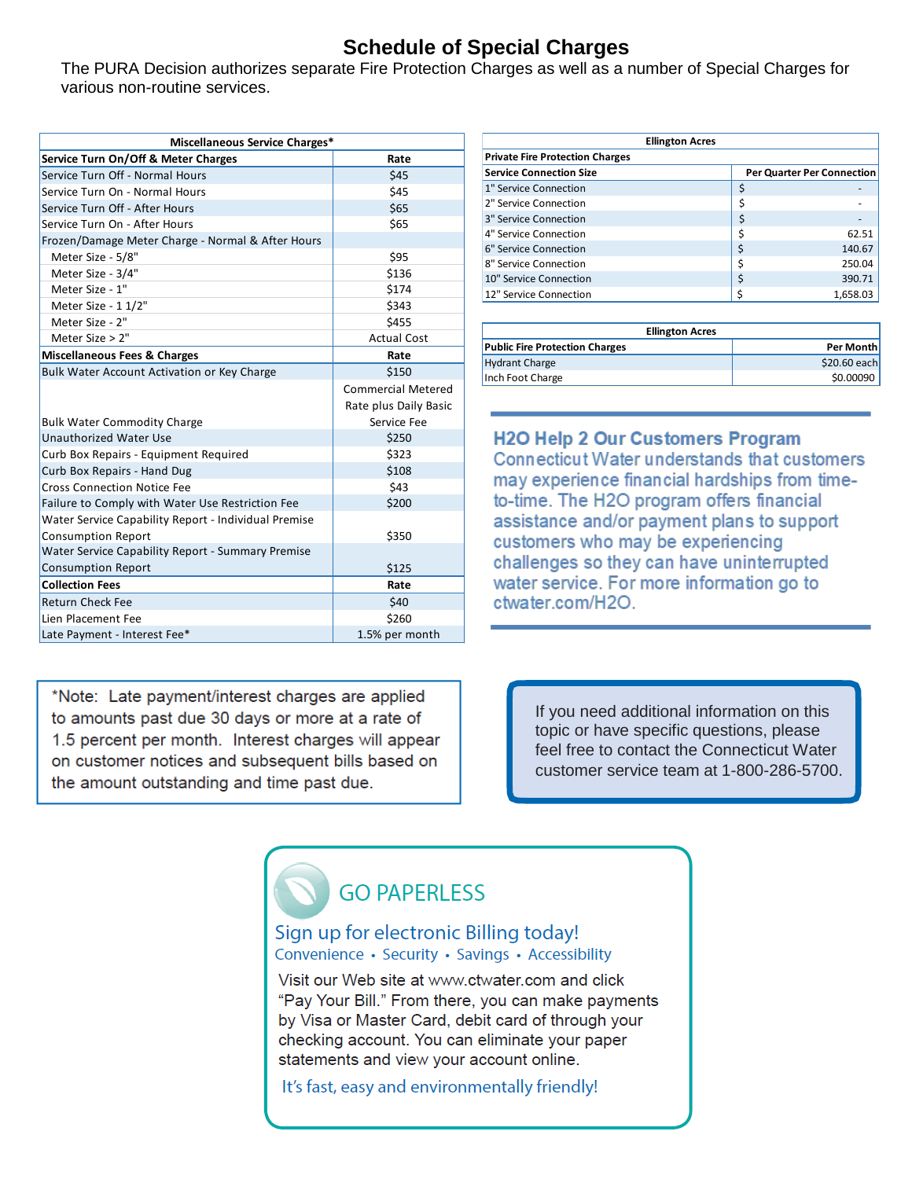# Schedule of Special Charges

The PURA Decision authorizes separate Fire Protection Charges as well as a number of Special Charges for various non-routine services.

| Miscellaneous Service Charges* | |
|---|---|
| **Service Turn On/Off & Meter Charges** | **Rate** |
| Service Turn Off - Normal Hours | $45 |
| Service Turn On - Normal Hours | $45 |
| Service Turn Off - After Hours | $65 |
| Service Turn On - After Hours | $65 |
| Frozen/Damage Meter Charge - Normal & After Hours | |
| Meter Size - 5/8" | $95 |
| Meter Size - 3/4" | $136 |
| Meter Size - 1" | $174 |
| Meter Size - 1 1/2" | $343 |
| Meter Size - 2" | $455 |
| Meter Size > 2" | Actual Cost |
| **Miscellaneous Fees & Charges** | **Rate** |
| Bulk Water Account Activation or Key Charge | $150 |
| Bulk Water Commodity Charge | Commercial Metered Rate plus Daily Basic Service Fee |
| Unauthorized Water Use | $250 |
| Curb Box Repairs - Equipment Required | $323 |
| Curb Box Repairs - Hand Dug | $108 |
| Cross Connection Notice Fee | $43 |
| Failure to Comply with Water Use Restriction Fee | $200 |
| Water Service Capability Report - Individual Premise Consumption Report | $350 |
| Water Service Capability Report - Summary Premise Consumption Report | $125 |
| **Collection Fees** | **Rate** |
| Return Check Fee | $40 |
| Lien Placement Fee | $260 |
| Late Payment - Interest Fee* | 1.5% per month |

| Ellington Acres | |
|---|---|
| **Private Fire Protection Charges** | |
| **Service Connection Size** | **Per Quarter Per Connection** |
| 1" Service Connection | $ - |
| 2" Service Connection | $ - |
| 3" Service Connection | $ - |
| 4" Service Connection | $ 62.51 |
| 6" Service Connection | $ 140.67 |
| 8" Service Connection | $ 250.04 |
| 10" Service Connection | $ 390.71 |
| 12" Service Connection | $ 1,658.03 |

| Ellington Acres | |
|---|---|
| **Public Fire Protection Charges** | **Per Month** |
| Hydrant Charge | $20.60 each |
| Inch Foot Charge | $0.00090 |

## H2O Help 2 Our Customers Program

Connecticut Water understands that customers may experience financial hardships from time-to-time. The H2O program offers financial assistance and/or payment plans to support customers who may be experiencing challenges so they can have uninterrupted water service. For more information go to ctwater.com/H2O.

*Note: Late payment/interest charges are applied to amounts past due 30 days or more at a rate of 1.5 percent per month. Interest charges will appear on customer notices and subsequent bills based on the amount outstanding and time past due.

If you need additional information on this topic or have specific questions, please feel free to contact the Connecticut Water customer service team at 1-800-286-5700.

## GO PAPERLESS

Sign up for electronic Billing today!

Convenience • Security • Savings • Accessibility

Visit our Web site at www.ctwater.com and click "Pay Your Bill." From there, you can make payments by Visa or Master Card, debit card of through your checking account. You can eliminate your paper statements and view your account online.

It's fast, easy and environmentally friendly!